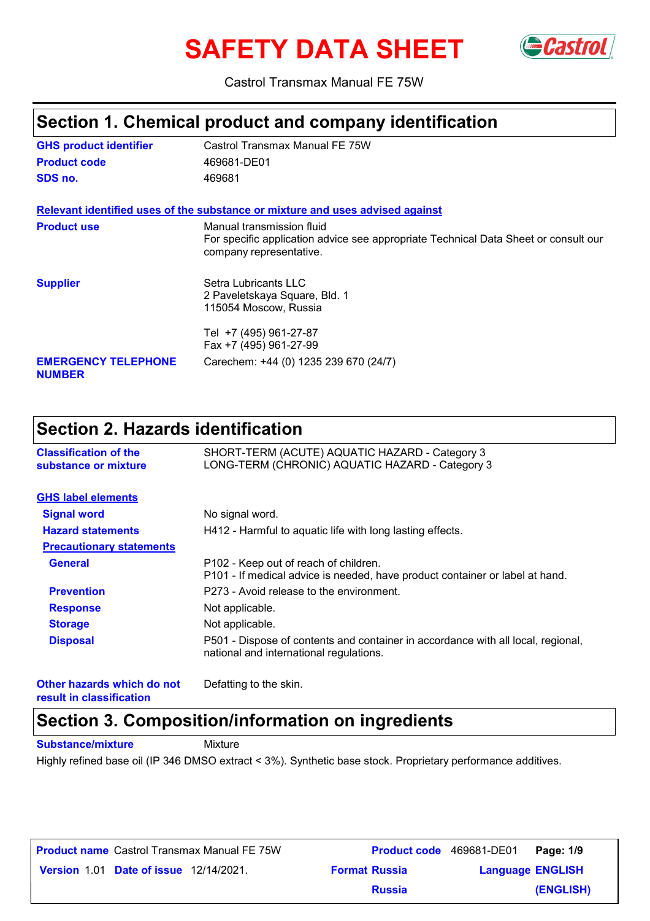# SAFETY DATA SHEET

Castrol Transmax Manual FE 75W

## Section 1. Chemical product and company identification

**GHS product identifier** Castrol Transmax Manual FE 75W

**Product code** 469681-DE01

**SDS no.** 469681

**Relevant identified uses of the substance or mixture and uses advised against**

**Product use** Manual transmission fluid
For specific application advice see appropriate Technical Data Sheet or consult our company representative.

**Supplier** Setra Lubricants LLC
2 Paveletskaya Square, Bld. 1
115054 Moscow, Russia

Tel +7 (495) 961-27-87
Fax +7 (495) 961-27-99

**EMERGENCY TELEPHONE NUMBER** Carechem: +44 (0) 1235 239 670 (24/7)

## Section 2. Hazards identification

**Classification of the substance or mixture** SHORT-TERM (ACUTE) AQUATIC HAZARD - Category 3
LONG-TERM (CHRONIC) AQUATIC HAZARD - Category 3

**GHS label elements**

**Signal word** No signal word.

**Hazard statements** H412 - Harmful to aquatic life with long lasting effects.

**Precautionary statements**

**General** P102 - Keep out of reach of children.
P101 - If medical advice is needed, have product container or label at hand.

**Prevention** P273 - Avoid release to the environment.

**Response** Not applicable.

**Storage** Not applicable.

**Disposal** P501 - Dispose of contents and container in accordance with all local, regional, national and international regulations.

**Other hazards which do not result in classification** Defatting to the skin.

## Section 3. Composition/information on ingredients

**Substance/mixture** Mixture

Highly refined base oil (IP 346 DMSO extract < 3%). Synthetic base stock. Proprietary performance additives.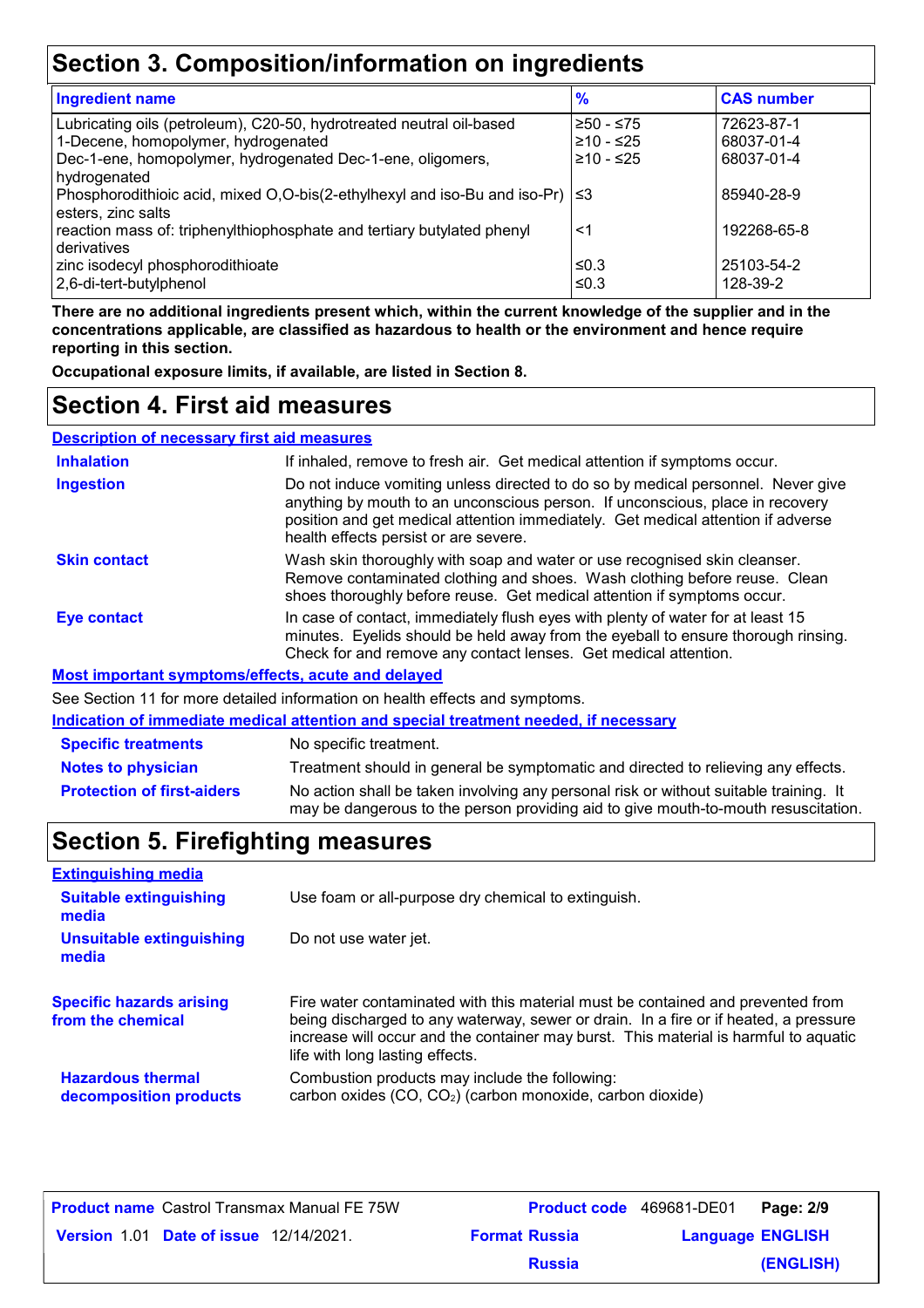# Section 3. Composition/information on ingredients

| Ingredient name | % | CAS number |
|---|---|---|
| Lubricating oils (petroleum), C20-50, hydrotreated neutral oil-based | ≥50 - ≤75 | 72623-87-1 |
| 1-Decene, homopolymer, hydrogenated | ≥10 - ≤25 | 68037-01-4 |
| Dec-1-ene, homopolymer, hydrogenated Dec-1-ene, oligomers, hydrogenated | ≥10 - ≤25 | 68037-01-4 |
| Phosphorodithioic acid, mixed O,O-bis(2-ethylhexyl and iso-Bu and iso-Pr) esters, zinc salts | ≤3 | 85940-28-9 |
| reaction mass of: triphenylthiophosphate and tertiary butylated phenyl derivatives | <1 | 192268-65-8 |
| zinc isodecyl phosphorodithioate | ≤0.3 | 25103-54-2 |
| 2,6-di-tert-butylphenol | ≤0.3 | 128-39-2 |

**There are no additional ingredients present which, within the current knowledge of the supplier and in the concentrations applicable, are classified as hazardous to health or the environment and hence require reporting in this section.**

**Occupational exposure limits, if available, are listed in Section 8.**

# Section 4. First aid measures

## Description of necessary first aid measures

**Inhalation**: If inhaled, remove to fresh air. Get medical attention if symptoms occur.

**Ingestion**: Do not induce vomiting unless directed to do so by medical personnel. Never give anything by mouth to an unconscious person. If unconscious, place in recovery position and get medical attention immediately. Get medical attention if adverse health effects persist or are severe.

**Skin contact**: Wash skin thoroughly with soap and water or use recognised skin cleanser. Remove contaminated clothing and shoes. Wash clothing before reuse. Clean shoes thoroughly before reuse. Get medical attention if symptoms occur.

**Eye contact**: In case of contact, immediately flush eyes with plenty of water for at least 15 minutes. Eyelids should be held away from the eyeball to ensure thorough rinsing. Check for and remove any contact lenses. Get medical attention.

## Most important symptoms/effects, acute and delayed

See Section 11 for more detailed information on health effects and symptoms.

## Indication of immediate medical attention and special treatment needed, if necessary

**Specific treatments**: No specific treatment.

**Notes to physician**: Treatment should in general be symptomatic and directed to relieving any effects.

**Protection of first-aiders**: No action shall be taken involving any personal risk or without suitable training. It may be dangerous to the person providing aid to give mouth-to-mouth resuscitation.

# Section 5. Firefighting measures

## Extinguishing media

**Suitable extinguishing media**: Use foam or all-purpose dry chemical to extinguish.

**Unsuitable extinguishing media**: Do not use water jet.

**Specific hazards arising from the chemical**: Fire water contaminated with this material must be contained and prevented from being discharged to any waterway, sewer or drain. In a fire or if heated, a pressure increase will occur and the container may burst. This material is harmful to aquatic life with long lasting effects.

**Hazardous thermal decomposition products**: Combustion products may include the following: carbon oxides ($CO$, $CO_2$) (carbon monoxide, carbon dioxide)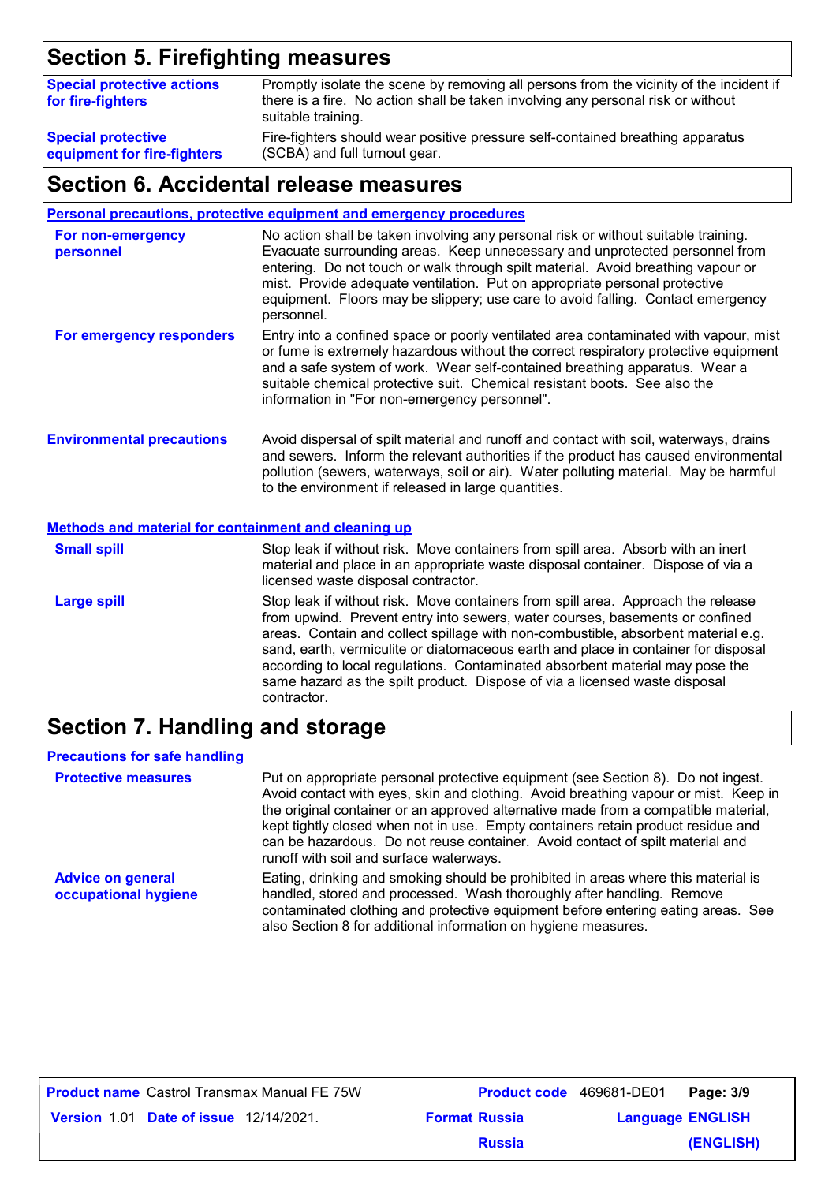## Section 5. Firefighting measures

| | |
|---|---|
| **Special protective actions for fire-fighters** | Promptly isolate the scene by removing all persons from the vicinity of the incident if there is a fire. No action shall be taken involving any personal risk or without suitable training. |
| **Special protective equipment for fire-fighters** | Fire-fighters should wear positive pressure self-contained breathing apparatus (SCBA) and full turnout gear. |

## Section 6. Accidental release measures

### Personal precautions, protective equipment and emergency procedures

| | |
|---|---|
| **For non-emergency personnel** | No action shall be taken involving any personal risk or without suitable training. Evacuate surrounding areas. Keep unnecessary and unprotected personnel from entering. Do not touch or walk through spilt material. Avoid breathing vapour or mist. Provide adequate ventilation. Put on appropriate personal protective equipment. Floors may be slippery; use care to avoid falling. Contact emergency personnel. |
| **For emergency responders** | Entry into a confined space or poorly ventilated area contaminated with vapour, mist or fume is extremely hazardous without the correct respiratory protective equipment and a safe system of work. Wear self-contained breathing apparatus. Wear a suitable chemical protective suit. Chemical resistant boots. See also the information in "For non-emergency personnel". |
| **Environmental precautions** | Avoid dispersal of spilt material and runoff and contact with soil, waterways, drains and sewers. Inform the relevant authorities if the product has caused environmental pollution (sewers, waterways, soil or air). Water polluting material. May be harmful to the environment if released in large quantities. |

### Methods and material for containment and cleaning up

| | |
|---|---|
| **Small spill** | Stop leak if without risk. Move containers from spill area. Absorb with an inert material and place in an appropriate waste disposal container. Dispose of via a licensed waste disposal contractor. |
| **Large spill** | Stop leak if without risk. Move containers from spill area. Approach the release from upwind. Prevent entry into sewers, water courses, basements or confined areas. Contain and collect spillage with non-combustible, absorbent material e.g. sand, earth, vermiculite or diatomaceous earth and place in container for disposal according to local regulations. Contaminated absorbent material may pose the same hazard as the spilt product. Dispose of via a licensed waste disposal contractor. |

## Section 7. Handling and storage

### Precautions for safe handling

| | |
|---|---|
| **Protective measures** | Put on appropriate personal protective equipment (see Section 8). Do not ingest. Avoid contact with eyes, skin and clothing. Avoid breathing vapour or mist. Keep in the original container or an approved alternative made from a compatible material, kept tightly closed when not in use. Empty containers retain product residue and can be hazardous. Do not reuse container. Avoid contact of spilt material and runoff with soil and surface waterways. |
| **Advice on general occupational hygiene** | Eating, drinking and smoking should be prohibited in areas where this material is handled, stored and processed. Wash thoroughly after handling. Remove contaminated clothing and protective equipment before entering eating areas. See also Section 8 for additional information on hygiene measures. |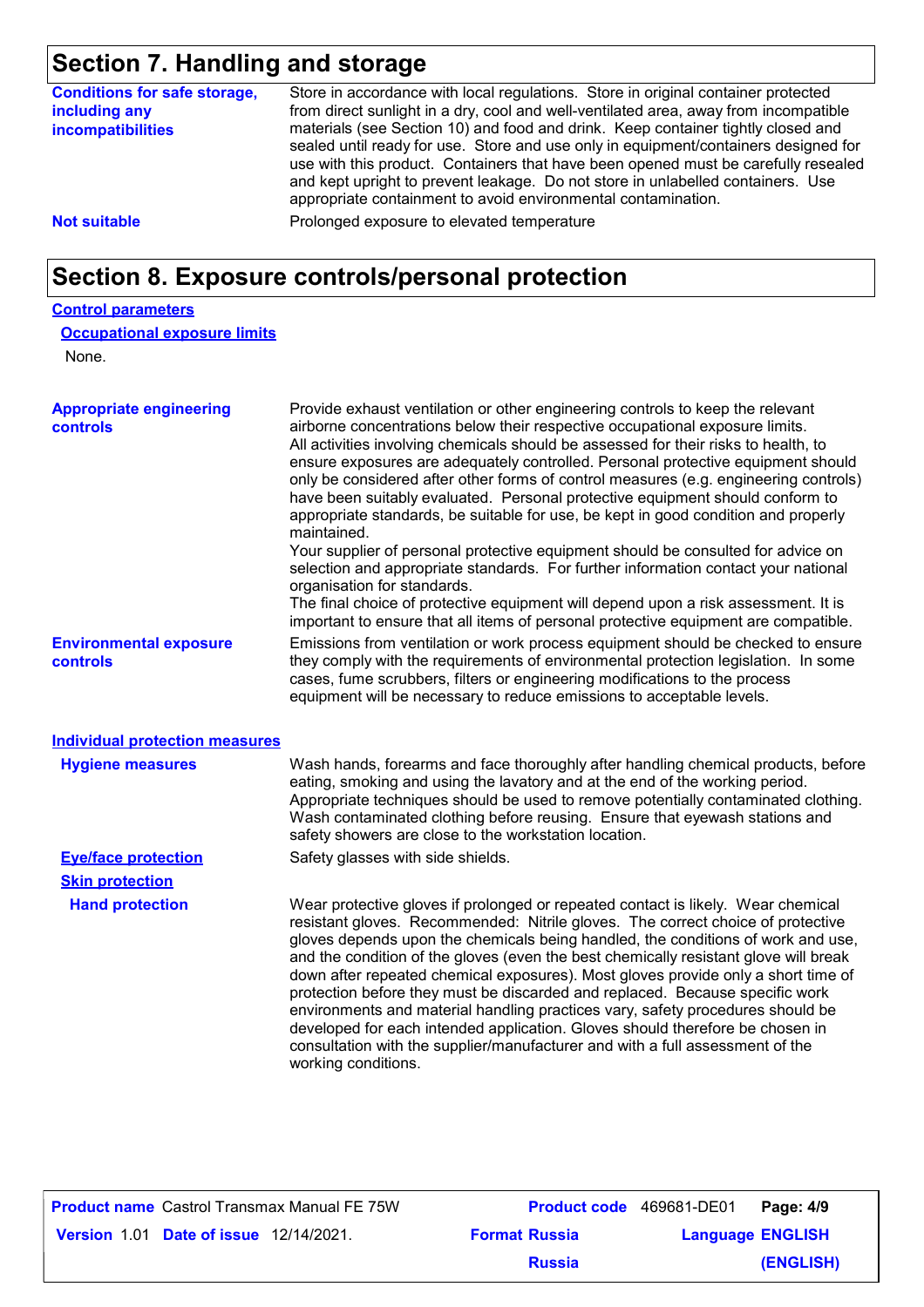## Section 7. Handling and storage

**Conditions for safe storage, including any incompatibilities**

Store in accordance with local regulations. Store in original container protected from direct sunlight in a dry, cool and well-ventilated area, away from incompatible materials (see Section 10) and food and drink. Keep container tightly closed and sealed until ready for use. Store and use only in equipment/containers designed for use with this product. Containers that have been opened must be carefully resealed and kept upright to prevent leakage. Do not store in unlabelled containers. Use appropriate containment to avoid environmental contamination.

**Not suitable**

Prolonged exposure to elevated temperature

## Section 8. Exposure controls/personal protection

### Control parameters

#### Occupational exposure limits

None.

**Appropriate engineering controls**

Provide exhaust ventilation or other engineering controls to keep the relevant airborne concentrations below their respective occupational exposure limits.
All activities involving chemicals should be assessed for their risks to health, to ensure exposures are adequately controlled. Personal protective equipment should only be considered after other forms of control measures (e.g. engineering controls) have been suitably evaluated. Personal protective equipment should conform to appropriate standards, be suitable for use, be kept in good condition and properly maintained.
Your supplier of personal protective equipment should be consulted for advice on selection and appropriate standards. For further information contact your national organisation for standards.
The final choice of protective equipment will depend upon a risk assessment. It is important to ensure that all items of personal protective equipment are compatible.

**Environmental exposure controls**

Emissions from ventilation or work process equipment should be checked to ensure they comply with the requirements of environmental protection legislation. In some cases, fume scrubbers, filters or engineering modifications to the process equipment will be necessary to reduce emissions to acceptable levels.

### Individual protection measures

**Hygiene measures**

Wash hands, forearms and face thoroughly after handling chemical products, before eating, smoking and using the lavatory and at the end of the working period. Appropriate techniques should be used to remove potentially contaminated clothing. Wash contaminated clothing before reusing. Ensure that eyewash stations and safety showers are close to the workstation location.

**Eye/face protection**

Safety glasses with side shields.

**Skin protection**

**Hand protection**

Wear protective gloves if prolonged or repeated contact is likely. Wear chemical resistant gloves. Recommended: Nitrile gloves. The correct choice of protective gloves depends upon the chemicals being handled, the conditions of work and use, and the condition of the gloves (even the best chemically resistant glove will break down after repeated chemical exposures). Most gloves provide only a short time of protection before they must be discarded and replaced. Because specific work environments and material handling practices vary, safety procedures should be developed for each intended application. Gloves should therefore be chosen in consultation with the supplier/manufacturer and with a full assessment of the working conditions.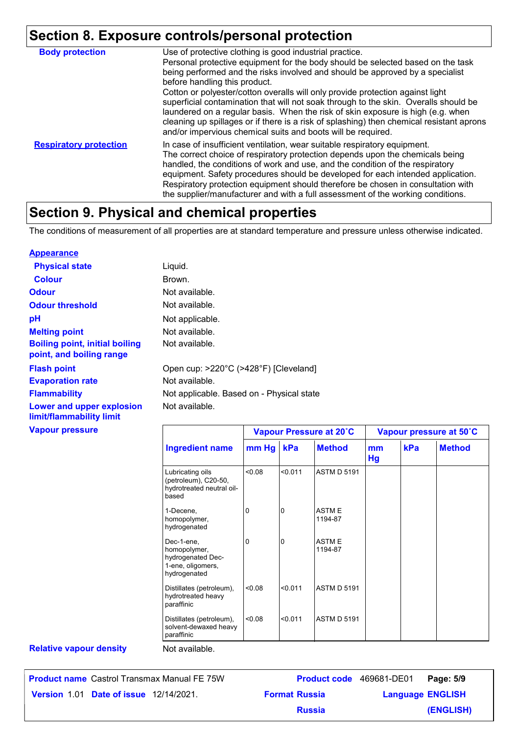## Section 8. Exposure controls/personal protection

**Body protection**

Use of protective clothing is good industrial practice.
Personal protective equipment for the body should be selected based on the task being performed and the risks involved and should be approved by a specialist before handling this product.
Cotton or polyester/cotton overalls will only provide protection against light superficial contamination that will not soak through to the skin. Overalls should be laundered on a regular basis. When the risk of skin exposure is high (e.g. when cleaning up spillages or if there is a risk of splashing) then chemical resistant aprons and/or impervious chemical suits and boots will be required.

**Respiratory protection**

In case of insufficient ventilation, wear suitable respiratory equipment.
The correct choice of respiratory protection depends upon the chemicals being handled, the conditions of work and use, and the condition of the respiratory equipment. Safety procedures should be developed for each intended application. Respiratory protection equipment should therefore be chosen in consultation with the supplier/manufacturer and with a full assessment of the working conditions.

## Section 9. Physical and chemical properties

The conditions of measurement of all properties are at standard temperature and pressure unless otherwise indicated.

**Appearance**

**Physical state** Liquid.

**Colour** Brown.

**Odour** Not available.

**Odour threshold** Not available.

**pH** Not applicable.

**Melting point** Not available.

**Boiling point, initial boiling point, and boiling range** Not available.

**Flash point** Open cup: >220°C (>428°F) [Cleveland]

**Evaporation rate** Not available.

**Flammability** Not applicable. Based on - Physical state

**Lower and upper explosion limit/flammability limit** Not available.

**Vapour pressure**

| Ingredient name | Vapour Pressure at 20˚C | | | Vapour pressure at 50˚C | | |
|---|---|---|---|---|---|---|
| | mm Hg | kPa | Method | mm Hg | kPa | Method |
| Lubricating oils (petroleum), C20-50, hydrotreated neutral oil-based | <0.08 | <0.011 | ASTM D 5191 | | | |
| 1-Decene, homopolymer, hydrogenated | 0 | 0 | ASTM E 1194-87 | | | |
| Dec-1-ene, homopolymer, hydrogenated Dec-1-ene, oligomers, hydrogenated | 0 | 0 | ASTM E 1194-87 | | | |
| Distillates (petroleum), hydrotreated heavy paraffinic | <0.08 | <0.011 | ASTM D 5191 | | | |
| Distillates (petroleum), solvent-dewaxed heavy paraffinic | <0.08 | <0.011 | ASTM D 5191 | | | |

**Relative vapour density** Not available.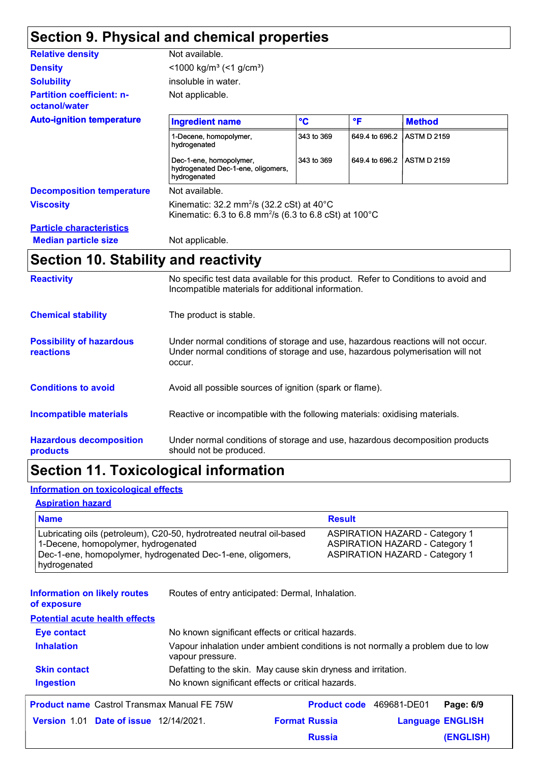## Section 9. Physical and chemical properties

**Relative density** Not available.

**Density** <1000 kg/m³ (<1 g/cm³)

**Solubility** insoluble in water.

**Partition coefficient: n-octanol/water** Not applicable.

**Auto-ignition temperature**

| Ingredient name | °C | °F | Method |
|---|---|---|---|
| 1-Decene, homopolymer, hydrogenated | 343 to 369 | 649.4 to 696.2 | ASTM D 2159 |
| Dec-1-ene, homopolymer, hydrogenated Dec-1-ene, oligomers, hydrogenated | 343 to 369 | 649.4 to 696.2 | ASTM D 2159 |

**Decomposition temperature** Not available.

**Viscosity** Kinematic: 32.2 mm²/s (32.2 cSt) at 40°C
Kinematic: 6.3 to 6.8 mm²/s (6.3 to 6.8 cSt) at 100°C

**Particle characteristics**

**Median particle size** Not applicable.

## Section 10. Stability and reactivity

**Reactivity** No specific test data available for this product. Refer to Conditions to avoid and Incompatible materials for additional information.

**Chemical stability** The product is stable.

**Possibility of hazardous reactions** Under normal conditions of storage and use, hazardous reactions will not occur. Under normal conditions of storage and use, hazardous polymerisation will not occur.

**Conditions to avoid** Avoid all possible sources of ignition (spark or flame).

**Incompatible materials** Reactive or incompatible with the following materials: oxidising materials.

**Hazardous decomposition products** Under normal conditions of storage and use, hazardous decomposition products should not be produced.

## Section 11. Toxicological information

**Information on toxicological effects**

**Aspiration hazard**

| Name | Result |
|---|---|
| Lubricating oils (petroleum), C20-50, hydrotreated neutral oil-based | ASPIRATION HAZARD - Category 1 |
| 1-Decene, homopolymer, hydrogenated | ASPIRATION HAZARD - Category 1 |
| Dec-1-ene, homopolymer, hydrogenated Dec-1-ene, oligomers, hydrogenated | ASPIRATION HAZARD - Category 1 |

**Information on likely routes of exposure** Routes of entry anticipated: Dermal, Inhalation.

**Potential acute health effects**

**Eye contact** No known significant effects or critical hazards.

**Inhalation** Vapour inhalation under ambient conditions is not normally a problem due to low vapour pressure.

**Skin contact** Defatting to the skin. May cause skin dryness and irritation.

**Ingestion** No known significant effects or critical hazards.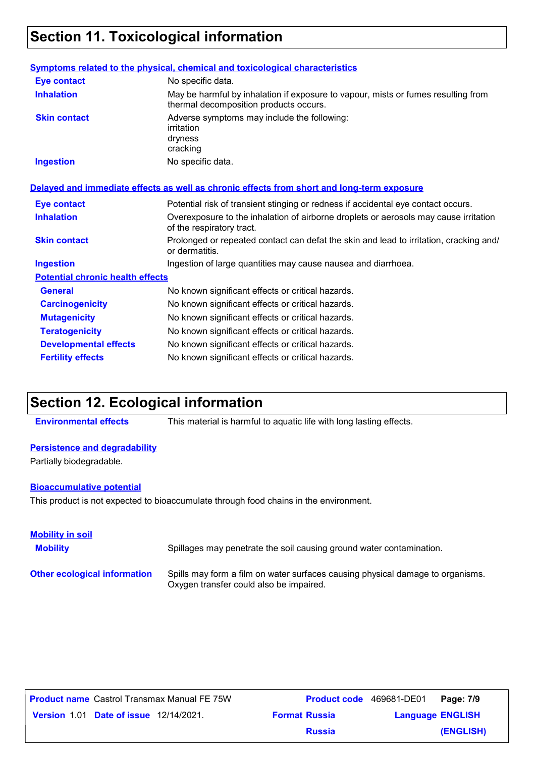# Section 11. Toxicological information

### Symptoms related to the physical, chemical and toxicological characteristics

| | |
|---|---|
| **Eye contact** | No specific data. |
| **Inhalation** | May be harmful by inhalation if exposure to vapour, mists or fumes resulting from thermal decomposition products occurs. |
| **Skin contact** | Adverse symptoms may include the following: irritation dryness cracking |
| **Ingestion** | No specific data. |

### Delayed and immediate effects as well as chronic effects from short and long-term exposure

| | |
|---|---|
| **Eye contact** | Potential risk of transient stinging or redness if accidental eye contact occurs. |
| **Inhalation** | Overexposure to the inhalation of airborne droplets or aerosols may cause irritation of the respiratory tract. |
| **Skin contact** | Prolonged or repeated contact can defat the skin and lead to irritation, cracking and/or dermatitis. |
| **Ingestion** | Ingestion of large quantities may cause nausea and diarrhoea. |

#### Potential chronic health effects

| | |
|---|---|
| **General** | No known significant effects or critical hazards. |
| **Carcinogenicity** | No known significant effects or critical hazards. |
| **Mutagenicity** | No known significant effects or critical hazards. |
| **Teratogenicity** | No known significant effects or critical hazards. |
| **Developmental effects** | No known significant effects or critical hazards. |
| **Fertility effects** | No known significant effects or critical hazards. |

# Section 12. Ecological information

**Environmental effects** This material is harmful to aquatic life with long lasting effects.

### Persistence and degradability

Partially biodegradable.

### Bioaccumulative potential

This product is not expected to bioaccumulate through food chains in the environment.

### Mobility in soil

**Mobility** Spillages may penetrate the soil causing ground water contamination.

**Other ecological information** Spills may form a film on water surfaces causing physical damage to organisms. Oxygen transfer could also be impaired.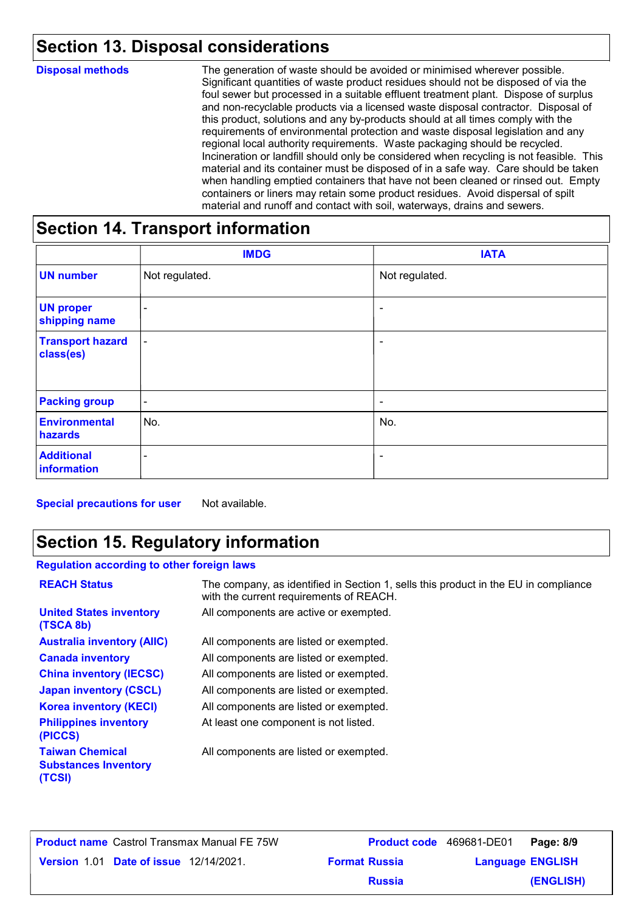## Section 13. Disposal considerations

**Disposal methods**

The generation of waste should be avoided or minimised wherever possible. Significant quantities of waste product residues should not be disposed of via the foul sewer but processed in a suitable effluent treatment plant. Dispose of surplus and non-recyclable products via a licensed waste disposal contractor. Disposal of this product, solutions and any by-products should at all times comply with the requirements of environmental protection and waste disposal legislation and any regional local authority requirements. Waste packaging should be recycled. Incineration or landfill should only be considered when recycling is not feasible. This material and its container must be disposed of in a safe way. Care should be taken when handling emptied containers that have not been cleaned or rinsed out. Empty containers or liners may retain some product residues. Avoid dispersal of spilt material and runoff and contact with soil, waterways, drains and sewers.

## Section 14. Transport information

| | IMDG | IATA |
|---|---|---|
| **UN number** | Not regulated. | Not regulated. |
| **UN proper shipping name** | - | - |
| **Transport hazard class(es)** | - | - |
| **Packing group** | - | - |
| **Environmental hazards** | No. | No. |
| **Additional information** | - | - |

**Special precautions for user** Not available.

## Section 15. Regulatory information

**Regulation according to other foreign laws**

| | |
|---|---|
| **REACH Status** | The company, as identified in Section 1, sells this product in the EU in compliance with the current requirements of REACH. |
| **United States inventory (TSCA 8b)** | All components are active or exempted. |
| **Australia inventory (AIIC)** | All components are listed or exempted. |
| **Canada inventory** | All components are listed or exempted. |
| **China inventory (IECSC)** | All components are listed or exempted. |
| **Japan inventory (CSCL)** | All components are listed or exempted. |
| **Korea inventory (KECI)** | All components are listed or exempted. |
| **Philippines inventory (PICCS)** | At least one component is not listed. |
| **Taiwan Chemical Substances Inventory (TCSI)** | All components are listed or exempted. |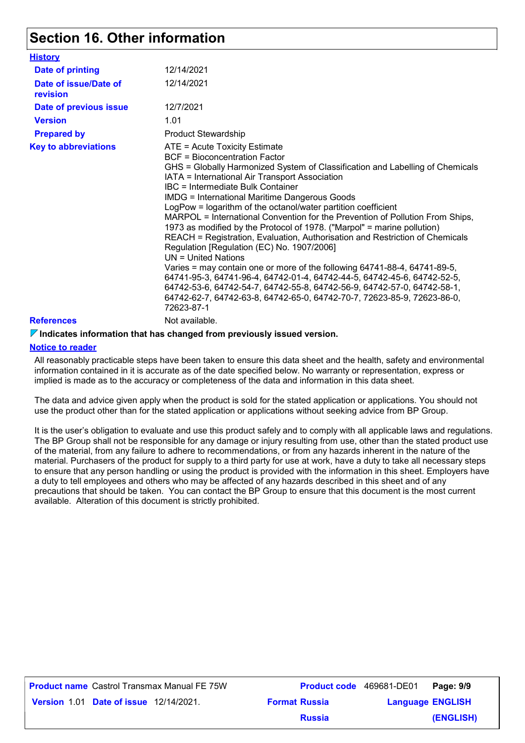# Section 16. Other information

**History**

| | |
|---|---|
| **Date of printing** | 12/14/2021 |
| **Date of issue/Date of revision** | 12/14/2021 |
| **Date of previous issue** | 12/7/2021 |
| **Version** | 1.01 |
| **Prepared by** | Product Stewardship |
| **Key to abbreviations** | ATE = Acute Toxicity Estimate<br>BCF = Bioconcentration Factor<br>GHS = Globally Harmonized System of Classification and Labelling of Chemicals<br>IATA = International Air Transport Association<br>IBC = Intermediate Bulk Container<br>IMDG = International Maritime Dangerous Goods<br>LogPow = logarithm of the octanol/water partition coefficient<br>MARPOL = International Convention for the Prevention of Pollution From Ships, 1973 as modified by the Protocol of 1978. ("Marpol" = marine pollution)<br>REACH = Registration, Evaluation, Authorisation and Restriction of Chemicals Regulation [Regulation (EC) No. 1907/2006]<br>UN = United Nations<br>Varies = may contain one or more of the following 64741-88-4, 64741-89-5, 64741-95-3, 64741-96-4, 64742-01-4, 64742-44-5, 64742-45-6, 64742-52-5, 64742-53-6, 64742-54-7, 64742-55-8, 64742-56-9, 64742-57-0, 64742-58-1, 64742-62-7, 64742-63-8, 64742-65-0, 64742-70-7, 72623-85-9, 72623-86-0, 72623-87-1 |
| **References** | Not available. |

**Indicates information that has changed from previously issued version.**

**Notice to reader**

All reasonably practicable steps have been taken to ensure this data sheet and the health, safety and environmental information contained in it is accurate as of the date specified below. No warranty or representation, express or implied is made as to the accuracy or completeness of the data and information in this data sheet.

The data and advice given apply when the product is sold for the stated application or applications. You should not use the product other than for the stated application or applications without seeking advice from BP Group.

It is the user's obligation to evaluate and use this product safely and to comply with all applicable laws and regulations. The BP Group shall not be responsible for any damage or injury resulting from use, other than the stated product use of the material, from any failure to adhere to recommendations, or from any hazards inherent in the nature of the material. Purchasers of the product for supply to a third party for use at work, have a duty to take all necessary steps to ensure that any person handling or using the product is provided with the information in this sheet. Employers have a duty to tell employees and others who may be affected of any hazards described in this sheet and of any precautions that should be taken. You can contact the BP Group to ensure that this document is the most current available. Alteration of this document is strictly prohibited.